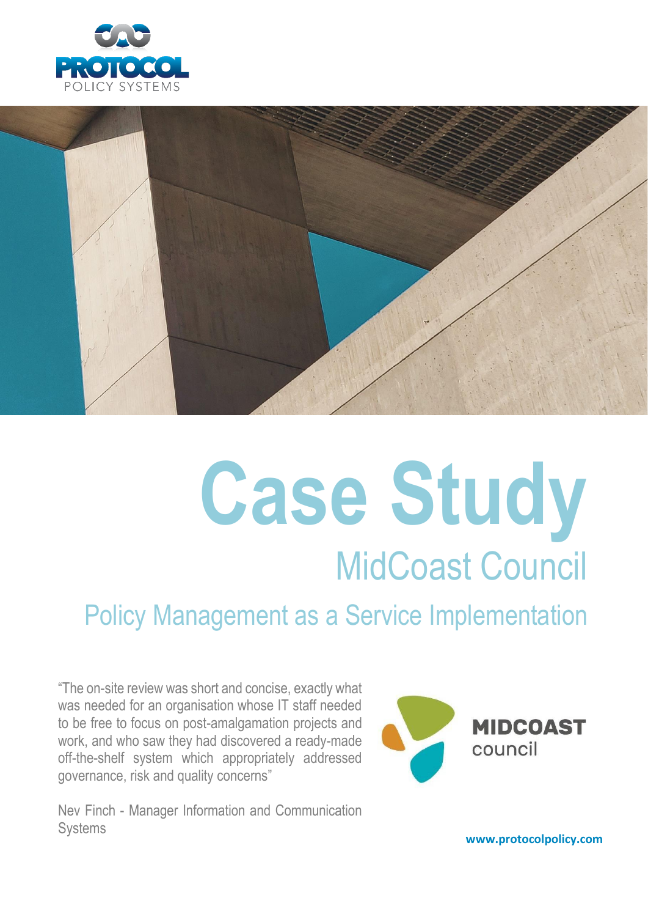PROTOCOL POLICY SYSTEMS

# Case Study

## MidCoast Council

### Policy Management as a Service Implementation

"The on-site review was short and concise, exactly what was needed for an organisation whose IT staff needed to be free to focus on post-amalgamation projects and work, and who saw they had discovered a ready-made off-the-shelf system which appropriately addressed governance, risk and quality concerns"

Nev Finch - Manager Information and Communication Systems

MIDCOAST council

**www.protocolpolicy.com**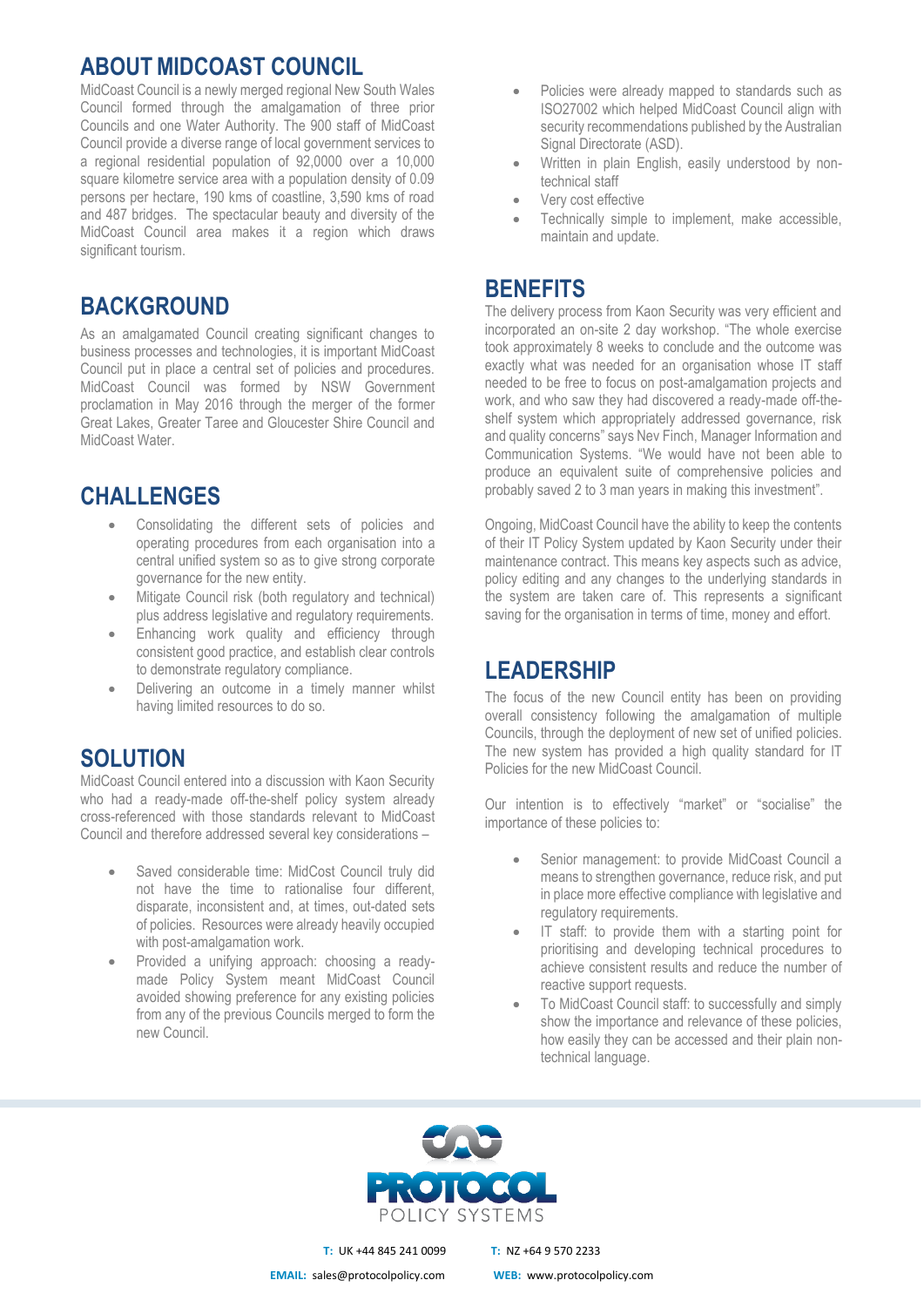## ABOUT MIDCOAST COUNCIL

MidCoast Council is a newly merged regional New South Wales Council formed through the amalgamation of three prior Councils and one Water Authority. The 900 staff of MidCoast Council provide a diverse range of local government services to a regional residential population of 92,0000 over a 10,000 square kilometre service area with a population density of 0.09 persons per hectare, 190 kms of coastline, 3,590 kms of road and 487 bridges. The spectacular beauty and diversity of the MidCoast Council area makes it a region which draws significant tourism.

## BACKGROUND

As an amalgamated Council creating significant changes to business processes and technologies, it is important MidCoast Council put in place a central set of policies and procedures. MidCoast Council was formed by NSW Government proclamation in May 2016 through the merger of the former Great Lakes, Greater Taree and Gloucester Shire Council and MidCoast Water.

## CHALLENGES

- Consolidating the different sets of policies and operating procedures from each organisation into a central unified system so as to give strong corporate governance for the new entity.
- Mitigate Council risk (both regulatory and technical) plus address legislative and regulatory requirements.
- Enhancing work quality and efficiency through consistent good practice, and establish clear controls to demonstrate regulatory compliance.
- Delivering an outcome in a timely manner whilst having limited resources to do so.

## SOLUTION

MidCoast Council entered into a discussion with Kaon Security who had a ready-made off-the-shelf policy system already cross-referenced with those standards relevant to MidCoast Council and therefore addressed several key considerations –

- Saved considerable time: MidCost Council truly did not have the time to rationalise four different, disparate, inconsistent and, at times, out-dated sets of policies. Resources were already heavily occupied with post-amalgamation work.
- Provided a unifying approach: choosing a ready-made Policy System meant MidCoast Council avoided showing preference for any existing policies from any of the previous Councils merged to form the new Council.
- Policies were already mapped to standards such as ISO27002 which helped MidCoast Council align with security recommendations published by the Australian Signal Directorate (ASD).
- Written in plain English, easily understood by non-technical staff
- Very cost effective
- Technically simple to implement, make accessible, maintain and update.

## BENEFITS

The delivery process from Kaon Security was very efficient and incorporated an on-site 2 day workshop. "The whole exercise took approximately 8 weeks to conclude and the outcome was exactly what was needed for an organisation whose IT staff needed to be free to focus on post-amalgamation projects and work, and who saw they had discovered a ready-made off-the-shelf system which appropriately addressed governance, risk and quality concerns" says Nev Finch, Manager Information and Communication Systems. "We would have not been able to produce an equivalent suite of comprehensive policies and probably saved 2 to 3 man years in making this investment".

Ongoing, MidCoast Council have the ability to keep the contents of their IT Policy System updated by Kaon Security under their maintenance contract. This means key aspects such as advice, policy editing and any changes to the underlying standards in the system are taken care of. This represents a significant saving for the organisation in terms of time, money and effort.

## LEADERSHIP

The focus of the new Council entity has been on providing overall consistency following the amalgamation of multiple Councils, through the deployment of new set of unified policies. The new system has provided a high quality standard for IT Policies for the new MidCoast Council.

Our intention is to effectively "market" or "socialise" the importance of these policies to:

- Senior management: to provide MidCoast Council a means to strengthen governance, reduce risk, and put in place more effective compliance with legislative and regulatory requirements.
- IT staff: to provide them with a starting point for prioritising and developing technical procedures to achieve consistent results and reduce the number of reactive support requests.
- To MidCoast Council staff: to successfully and simply show the importance and relevance of these policies, how easily they can be accessed and their plain non-technical language.

PROTOCOL POLICY SYSTEMS

**T:** UK +44 845 241 0099 **T:** NZ +64 9 570 2233

**EMAIL:** sales@protocolpolicy.com **WEB:** www.protocolpolicy.com